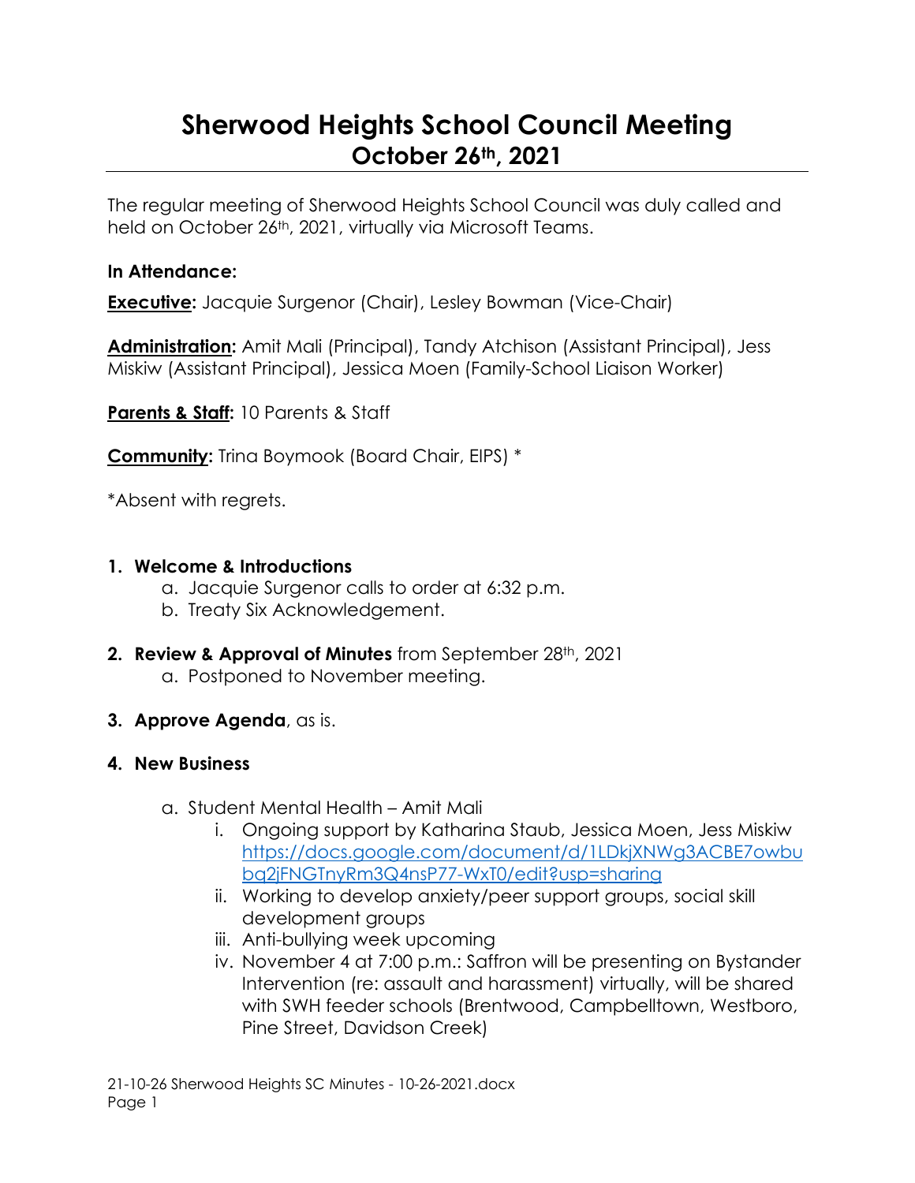# Sherwood Heights School Council Meeting
## October 26th, 2021

The regular meeting of Sherwood Heights School Council was duly called and held on October 26th, 2021, virtually via Microsoft Teams.

**In Attendance:**

**Executive:** Jacquie Surgenor (Chair), Lesley Bowman (Vice-Chair)

**Administration:** Amit Mali (Principal), Tandy Atchison (Assistant Principal), Jess Miskiw (Assistant Principal), Jessica Moen (Family-School Liaison Worker)

**Parents & Staff:** 10 Parents & Staff

**Community:** Trina Boymook (Board Chair, EIPS) *

*Absent with regrets.

1. **Welcome & Introductions**
   a. Jacquie Surgenor calls to order at 6:32 p.m.
   b. Treaty Six Acknowledgement.

2. **Review & Approval of Minutes** from September 28th, 2021
   a. Postponed to November meeting.

3. **Approve Agenda**, as is.

4. **New Business**
   a. Student Mental Health – Amit Mali
      i. Ongoing support by Katharina Staub, Jessica Moen, Jess Miskiw https://docs.google.com/document/d/1LDkjXNWg3ACBE7owbubq2jFNGTnyRm3Q4nsP77-WxT0/edit?usp=sharing
      ii. Working to develop anxiety/peer support groups, social skill development groups
      iii. Anti-bullying week upcoming
      iv. November 4 at 7:00 p.m.: Saffron will be presenting on Bystander Intervention (re: assault and harassment) virtually, will be shared with SWH feeder schools (Brentwood, Campbelltown, Westboro, Pine Street, Davidson Creek)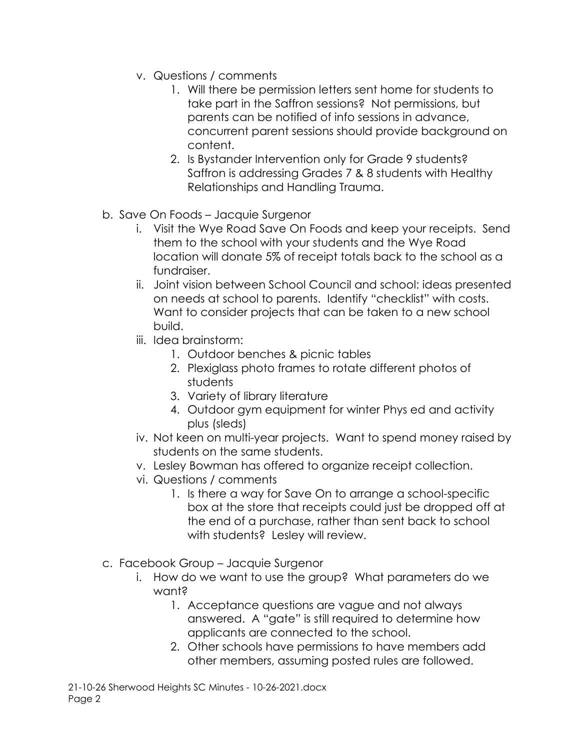v. Questions / comments
   1. Will there be permission letters sent home for students to take part in the Saffron sessions? Not permissions, but parents can be notified of info sessions in advance, concurrent parent sessions should provide background on content.
   2. Is Bystander Intervention only for Grade 9 students? Saffron is addressing Grades 7 & 8 students with Healthy Relationships and Handling Trauma.

b. Save On Foods – Jacquie Surgenor
   i. Visit the Wye Road Save On Foods and keep your receipts. Send them to the school with your students and the Wye Road location will donate 5% of receipt totals back to the school as a fundraiser.
   ii. Joint vision between School Council and school: ideas presented on needs at school to parents. Identify "checklist" with costs. Want to consider projects that can be taken to a new school build.
   iii. Idea brainstorm:
      1. Outdoor benches & picnic tables
      2. Plexiglass photo frames to rotate different photos of students
      3. Variety of library literature
      4. Outdoor gym equipment for winter Phys ed and activity plus (sleds)
   iv. Not keen on multi-year projects. Want to spend money raised by students on the same students.
   v. Lesley Bowman has offered to organize receipt collection.
   vi. Questions / comments
      1. Is there a way for Save On to arrange a school-specific box at the store that receipts could just be dropped off at the end of a purchase, rather than sent back to school with students? Lesley will review.

c. Facebook Group – Jacquie Surgenor
   i. How do we want to use the group? What parameters do we want?
      1. Acceptance questions are vague and not always answered. A "gate" is still required to determine how applicants are connected to the school.
      2. Other schools have permissions to have members add other members, assuming posted rules are followed.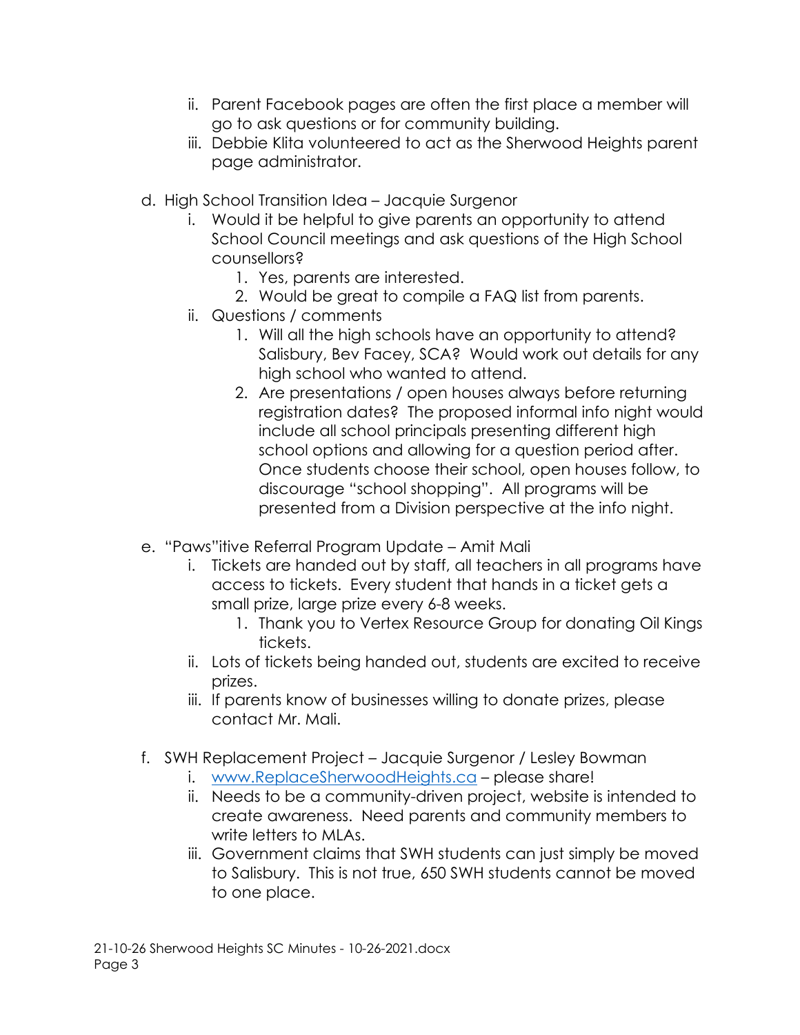ii. Parent Facebook pages are often the first place a member will go to ask questions or for community building.
   iii. Debbie Klita volunteered to act as the Sherwood Heights parent page administrator.

d. High School Transition Idea – Jacquie Surgenor
   i. Would it be helpful to give parents an opportunity to attend School Council meetings and ask questions of the High School counsellors?
      1. Yes, parents are interested.
      2. Would be great to compile a FAQ list from parents.
   ii. Questions / comments
      1. Will all the high schools have an opportunity to attend? Salisbury, Bev Facey, SCA? Would work out details for any high school who wanted to attend.
      2. Are presentations / open houses always before returning registration dates? The proposed informal info night would include all school principals presenting different high school options and allowing for a question period after. Once students choose their school, open houses follow, to discourage "school shopping". All programs will be presented from a Division perspective at the info night.

e. "Paws"itive Referral Program Update – Amit Mali
   i. Tickets are handed out by staff, all teachers in all programs have access to tickets. Every student that hands in a ticket gets a small prize, large prize every 6-8 weeks.
      1. Thank you to Vertex Resource Group for donating Oil Kings tickets.
   ii. Lots of tickets being handed out, students are excited to receive prizes.
   iii. If parents know of businesses willing to donate prizes, please contact Mr. Mali.

f. SWH Replacement Project – Jacquie Surgenor / Lesley Bowman
   i. [www.ReplaceSherwoodHeights.ca](http://www.ReplaceSherwoodHeights.ca) – please share!
   ii. Needs to be a community-driven project, website is intended to create awareness. Need parents and community members to write letters to MLAs.
   iii. Government claims that SWH students can just simply be moved to Salisbury. This is not true, 650 SWH students cannot be moved to one place.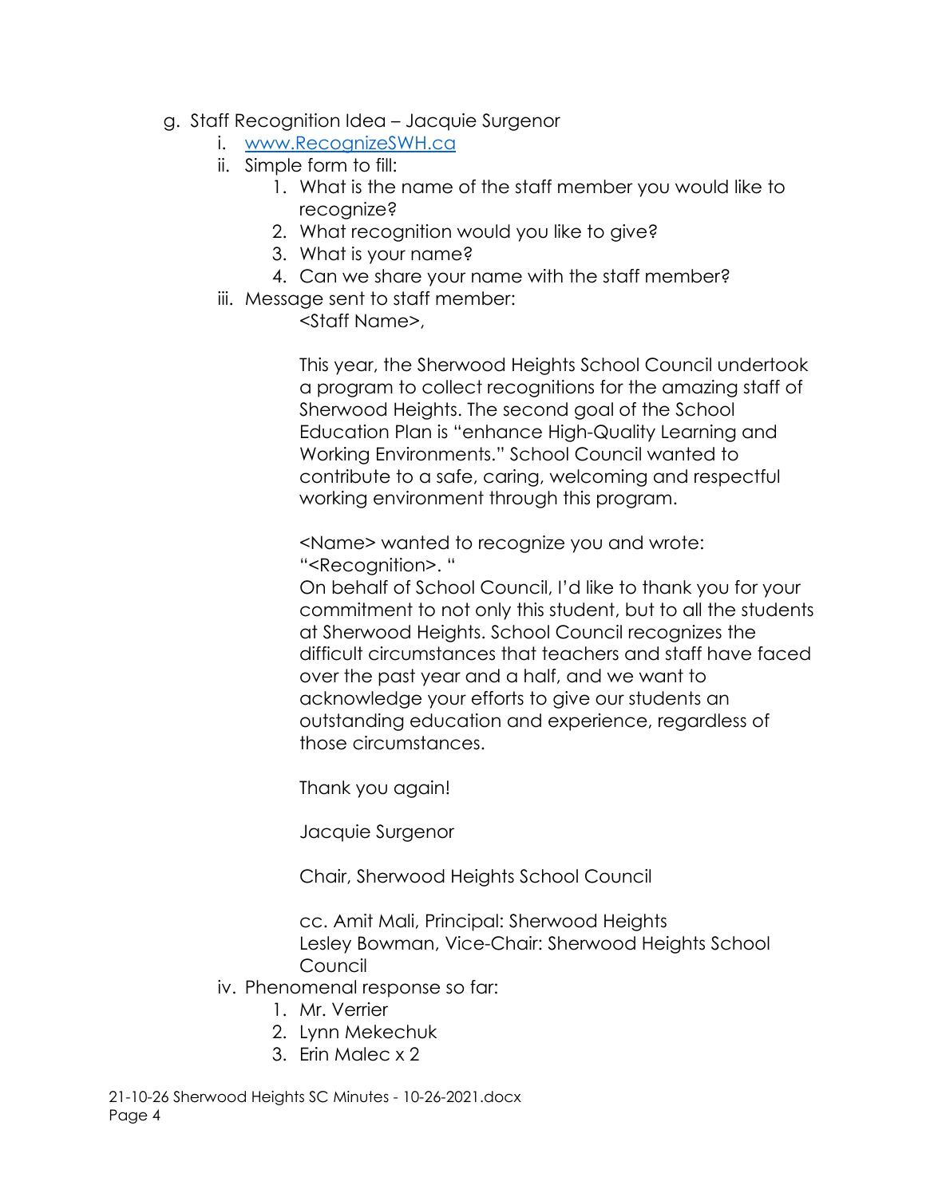g. Staff Recognition Idea – Jacquie Surgenor

   i. [www.RecognizeSWH.ca](http://www.RecognizeSWH.ca)

   ii. Simple form to fill:

      1. What is the name of the staff member you would like to recognize?
      2. What recognition would you like to give?
      3. What is your name?
      4. Can we share your name with the staff member?

   iii. Message sent to staff member:

      <Staff Name>,

      This year, the Sherwood Heights School Council undertook a program to collect recognitions for the amazing staff of Sherwood Heights. The second goal of the School Education Plan is "enhance High-Quality Learning and Working Environments." School Council wanted to contribute to a safe, caring, welcoming and respectful working environment through this program.

      <Name> wanted to recognize you and wrote: "<Recognition>. "
      On behalf of School Council, I'd like to thank you for your commitment to not only this student, but to all the students at Sherwood Heights. School Council recognizes the difficult circumstances that teachers and staff have faced over the past year and a half, and we want to acknowledge your efforts to give our students an outstanding education and experience, regardless of those circumstances.

      Thank you again!

      Jacquie Surgenor

      Chair, Sherwood Heights School Council

      cc. Amit Mali, Principal: Sherwood Heights
      Lesley Bowman, Vice-Chair: Sherwood Heights School Council

   iv. Phenomenal response so far:

      1. Mr. Verrier
      2. Lynn Mekechuk
      3. Erin Malec x 2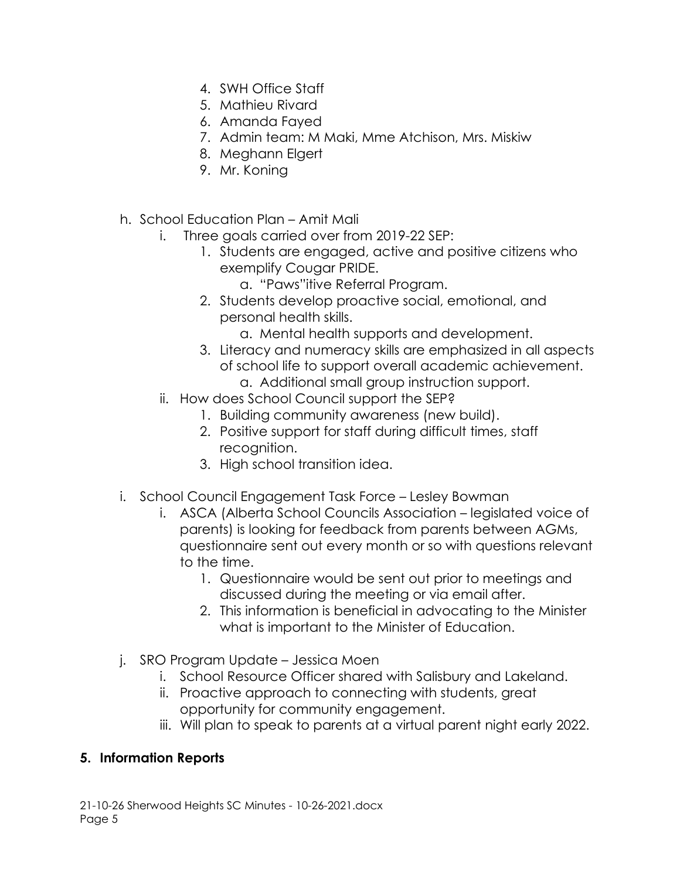4. SWH Office Staff
5. Mathieu Rivard
6. Amanda Fayed
7. Admin team: M Maki, Mme Atchison, Mrs. Miskiw
8. Meghann Elgert
9. Mr. Koning

h. School Education Plan – Amit Mali
   i. Three goals carried over from 2019-22 SEP:
      1. Students are engaged, active and positive citizens who exemplify Cougar PRIDE.
         a. "Paws"itive Referral Program.
      2. Students develop proactive social, emotional, and personal health skills.
         a. Mental health supports and development.
      3. Literacy and numeracy skills are emphasized in all aspects of school life to support overall academic achievement.
         a. Additional small group instruction support.
   ii. How does School Council support the SEP?
      1. Building community awareness (new build).
      2. Positive support for staff during difficult times, staff recognition.
      3. High school transition idea.

i. School Council Engagement Task Force – Lesley Bowman
   i. ASCA (Alberta School Councils Association – legislated voice of parents) is looking for feedback from parents between AGMs, questionnaire sent out every month or so with questions relevant to the time.
      1. Questionnaire would be sent out prior to meetings and discussed during the meeting or via email after.
      2. This information is beneficial in advocating to the Minister what is important to the Minister of Education.

j. SRO Program Update – Jessica Moen
   i. School Resource Officer shared with Salisbury and Lakeland.
   ii. Proactive approach to connecting with students, great opportunity for community engagement.
   iii. Will plan to speak to parents at a virtual parent night early 2022.

**5. Information Reports**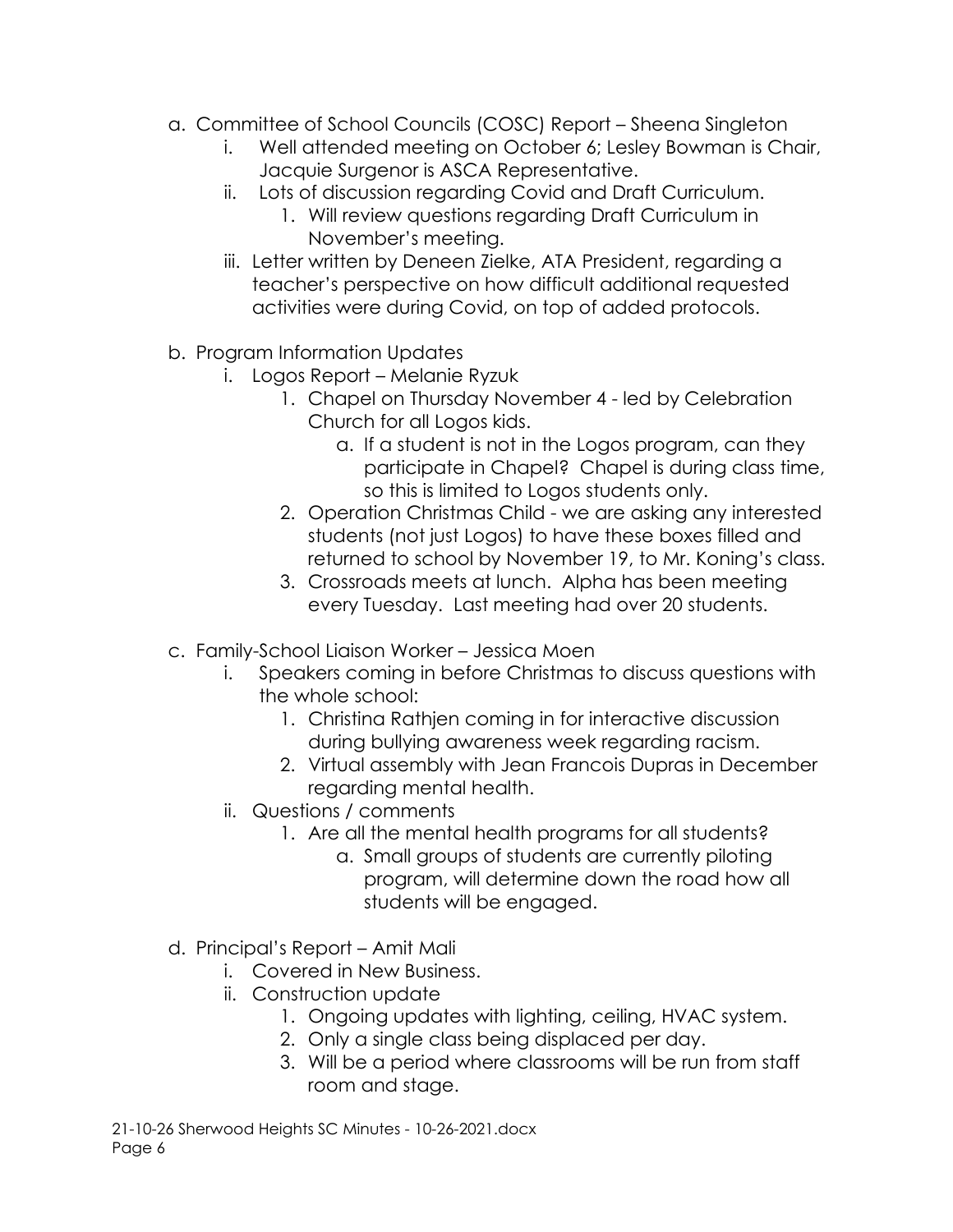a. Committee of School Councils (COSC) Report – Sheena Singleton
   i. Well attended meeting on October 6; Lesley Bowman is Chair, Jacquie Surgenor is ASCA Representative.
   ii. Lots of discussion regarding Covid and Draft Curriculum.
      1. Will review questions regarding Draft Curriculum in November's meeting.
   iii. Letter written by Deneen Zielke, ATA President, regarding a teacher's perspective on how difficult additional requested activities were during Covid, on top of added protocols.

b. Program Information Updates
   i. Logos Report – Melanie Ryzuk
      1. Chapel on Thursday November 4 - led by Celebration Church for all Logos kids.
         a. If a student is not in the Logos program, can they participate in Chapel? Chapel is during class time, so this is limited to Logos students only.
      2. Operation Christmas Child - we are asking any interested students (not just Logos) to have these boxes filled and returned to school by November 19, to Mr. Koning's class.
      3. Crossroads meets at lunch. Alpha has been meeting every Tuesday. Last meeting had over 20 students.

c. Family-School Liaison Worker – Jessica Moen
   i. Speakers coming in before Christmas to discuss questions with the whole school:
      1. Christina Rathjen coming in for interactive discussion during bullying awareness week regarding racism.
      2. Virtual assembly with Jean Francois Dupras in December regarding mental health.
   ii. Questions / comments
      1. Are all the mental health programs for all students?
         a. Small groups of students are currently piloting program, will determine down the road how all students will be engaged.

d. Principal's Report – Amit Mali
   i. Covered in New Business.
   ii. Construction update
      1. Ongoing updates with lighting, ceiling, HVAC system.
      2. Only a single class being displaced per day.
      3. Will be a period where classrooms will be run from staff room and stage.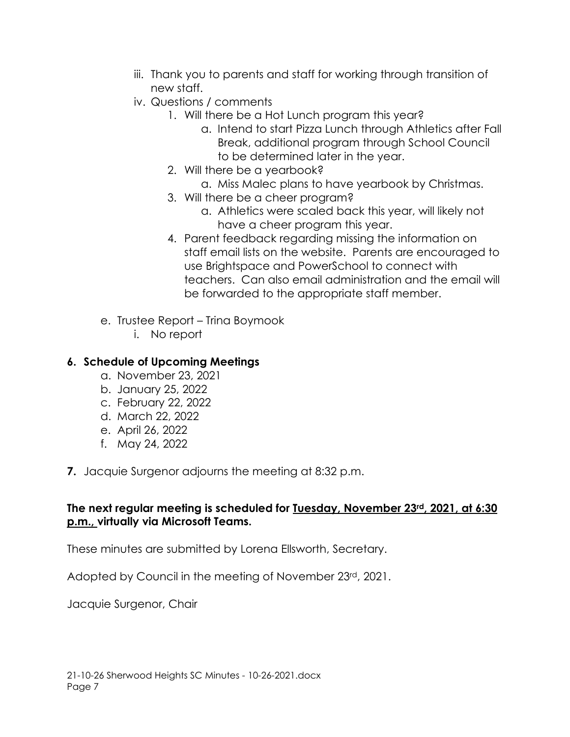iii. Thank you to parents and staff for working through transition of new staff.

iv. Questions / comments

1. Will there be a Hot Lunch program this year?
    a. Intend to start Pizza Lunch through Athletics after Fall Break, additional program through School Council to be determined later in the year.
2. Will there be a yearbook?
    a. Miss Malec plans to have yearbook by Christmas.
3. Will there be a cheer program?
    a. Athletics were scaled back this year, will likely not have a cheer program this year.
4. Parent feedback regarding missing the information on staff email lists on the website. Parents are encouraged to use Brightspace and PowerSchool to connect with teachers. Can also email administration and the email will be forwarded to the appropriate staff member.

e. Trustee Report – Trina Boymook

i. No report

**6. Schedule of Upcoming Meetings**

a. November 23, 2021
b. January 25, 2022
c. February 22, 2022
d. March 22, 2022
e. April 26, 2022
f. May 24, 2022

**7.** Jacquie Surgenor adjourns the meeting at 8:32 p.m.

**The next regular meeting is scheduled for <u>Tuesday, November 23rd, 2021, at 6:30 p.m.,</u> virtually via Microsoft Teams.**

These minutes are submitted by Lorena Ellsworth, Secretary.

Adopted by Council in the meeting of November 23rd, 2021.

Jacquie Surgenor, Chair